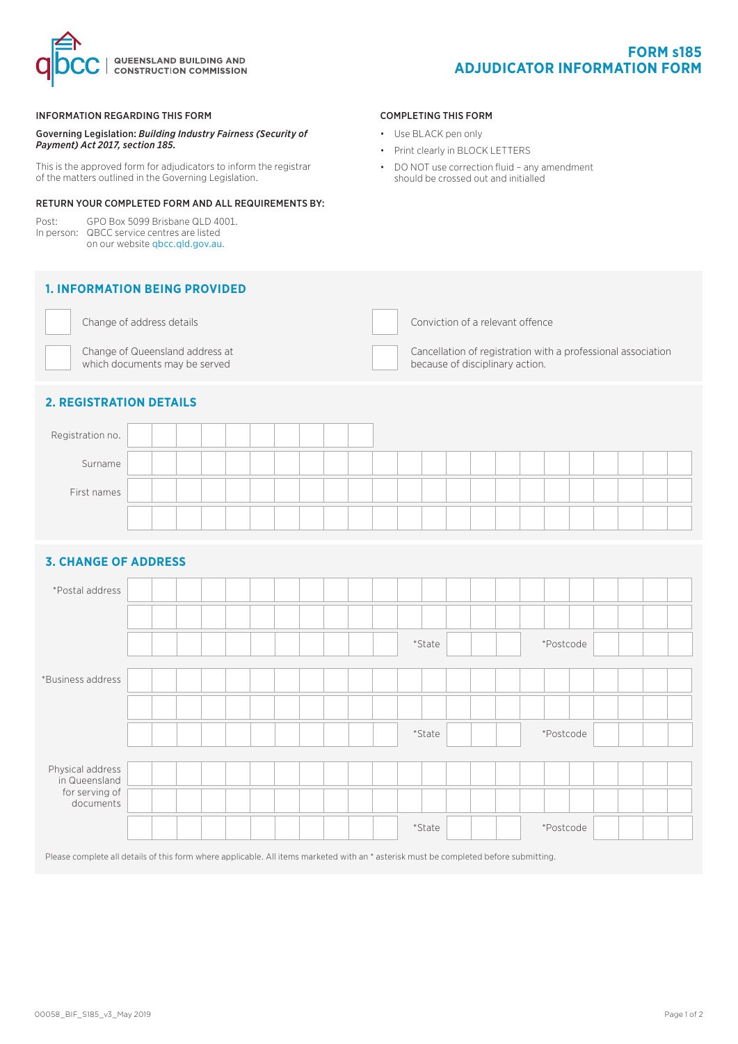QUEENSLAND BUILDING AND CONSTRUCTION COMMISSION

# FORM s185
# ADJUDICATOR INFORMATION FORM

## INFORMATION REGARDING THIS FORM

**Governing Legislation:** ***Building Industry Fairness (Security of Payment) Act 2017, section 185.***

This is the approved form for adjudicators to inform the registrar of the matters outlined in the Governing Legislation.

## RETURN YOUR COMPLETED FORM AND ALL REQUIREMENTS BY:

Post: GPO Box 5099 Brisbane QLD 4001.
In person: QBCC service centres are listed on our website qbcc.qld.gov.au.

## COMPLETING THIS FORM

- Use BLACK pen only
- Print clearly in BLOCK LETTERS
- DO NOT use correction fluid – any amendment should be crossed out and initialled

## 1. INFORMATION BEING PROVIDED

- ☐ Change of address details
- ☐ Change of Queensland address at which documents may be served
- ☐ Conviction of a relevant offence
- ☐ Cancellation of registration with a professional association because of disciplinary action.

## 2. REGISTRATION DETAILS

| | |
|---|---|
| Registration no. | |
| Surname | |
| First names | |
| | |

## 3. CHANGE OF ADDRESS

| | | | | | |
|---|---|---|---|---|---|
| *Postal address | | | | | |
| | | | | | |
| | | *State | | *Postcode | |
| *Business address | | | | | |
| | | | | | |
| | | *State | | *Postcode | |
| Physical address in Queensland for serving of documents | | | | | |
| | | | | | |
| | | *State | | *Postcode | |

Please complete all details of this form where applicable. All items marketed with an * asterisk must be completed before submitting.

00058_BIF_S185_v3_May 2019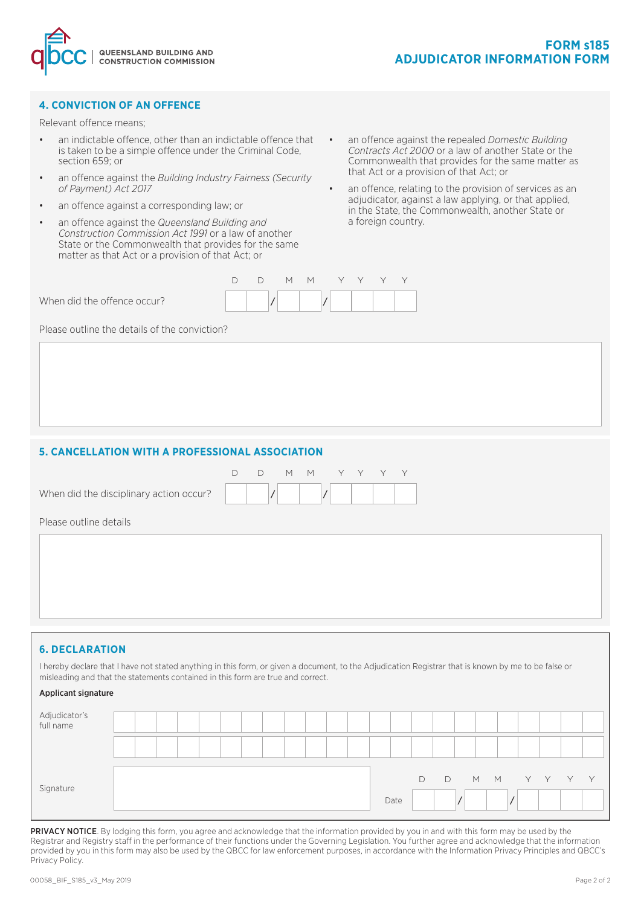# FORM s185 ADJUDICATOR INFORMATION FORM

## 4. CONVICTION OF AN OFFENCE

Relevant offence means;

- an indictable offence, other than an indictable offence that is taken to be a simple offence under the Criminal Code, section 659; or
- an offence against the *Building Industry Fairness (Security of Payment) Act 2017*
- an offence against a corresponding law; or
- an offence against the *Queensland Building and Construction Commission Act 1991* or a law of another State or the Commonwealth that provides for the same matter as that Act or a provision of that Act; or
- an offence against the repealed *Domestic Building Contracts Act 2000* or a law of another State or the Commonwealth that provides for the same matter as that Act or a provision of that Act; or
- an offence, relating to the provision of services as an adjudicator, against a law applying, or that applied, in the State, the Commonwealth, another State or a foreign country.

When did the offence occur? DD / MM / YYYY

Please outline the details of the conviction?

## 5. CANCELLATION WITH A PROFESSIONAL ASSOCIATION

When did the disciplinary action occur? DD / MM / YYYY

Please outline details

## 6. DECLARATION

I hereby declare that I have not stated anything in this form, or given a document, to the Adjudication Registrar that is known by me to be false or misleading and that the statements contained in this form are true and correct.

**Applicant signature**

Adjudicator's full name

Signature

Date DD / MM / YYYY

**PRIVACY NOTICE**. By lodging this form, you agree and acknowledge that the information provided by you in and with this form may be used by the Registrar and Registry staff in the performance of their functions under the Governing Legislation. You further agree and acknowledge that the information provided by you in this form may also be used by the QBCC for law enforcement purposes, in accordance with the Information Privacy Principles and QBCC's Privacy Policy.

00058_BIF_S185_v3_May 2019